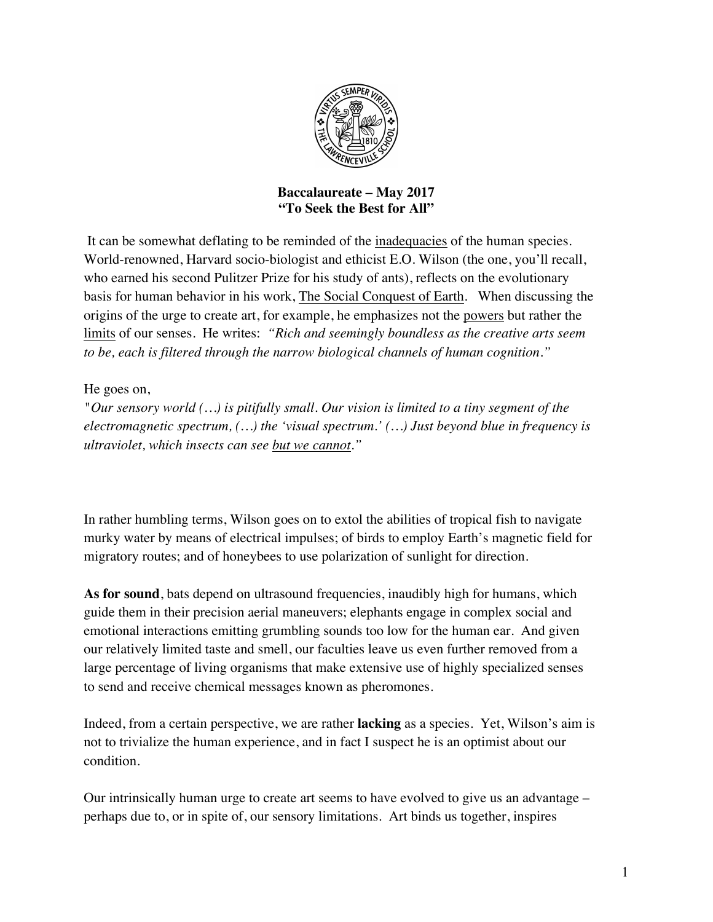**Baccalaureate – May 2017**
**"To Seek the Best for All"**

It can be somewhat deflating to be reminded of the <u>inadequacies</u> of the human species. World-renowned, Harvard socio-biologist and ethicist E.O. Wilson (the one, you'll recall, who earned his second Pulitzer Prize for his study of ants), reflects on the evolutionary basis for human behavior in his work, <u>The Social Conquest of Earth</u>. When discussing the origins of the urge to create art, for example, he emphasizes not the <u>powers</u> but rather the <u>limits</u> of our senses. He writes: *"Rich and seemingly boundless as the creative arts seem to be, each is filtered through the narrow biological channels of human cognition."*

He goes on,

*"Our sensory world (…) is pitifully small. Our vision is limited to a tiny segment of the electromagnetic spectrum, (…) the 'visual spectrum.' (…) Just beyond blue in frequency is ultraviolet, which insects can see <u>but we cannot</u>."*

In rather humbling terms, Wilson goes on to extol the abilities of tropical fish to navigate murky water by means of electrical impulses; of birds to employ Earth's magnetic field for migratory routes; and of honeybees to use polarization of sunlight for direction.

**As for sound**, bats depend on ultrasound frequencies, inaudibly high for humans, which guide them in their precision aerial maneuvers; elephants engage in complex social and emotional interactions emitting grumbling sounds too low for the human ear. And given our relatively limited taste and smell, our faculties leave us even further removed from a large percentage of living organisms that make extensive use of highly specialized senses to send and receive chemical messages known as pheromones.

Indeed, from a certain perspective, we are rather **lacking** as a species. Yet, Wilson's aim is not to trivialize the human experience, and in fact I suspect he is an optimist about our condition.

Our intrinsically human urge to create art seems to have evolved to give us an advantage – perhaps due to, or in spite of, our sensory limitations. Art binds us together, inspires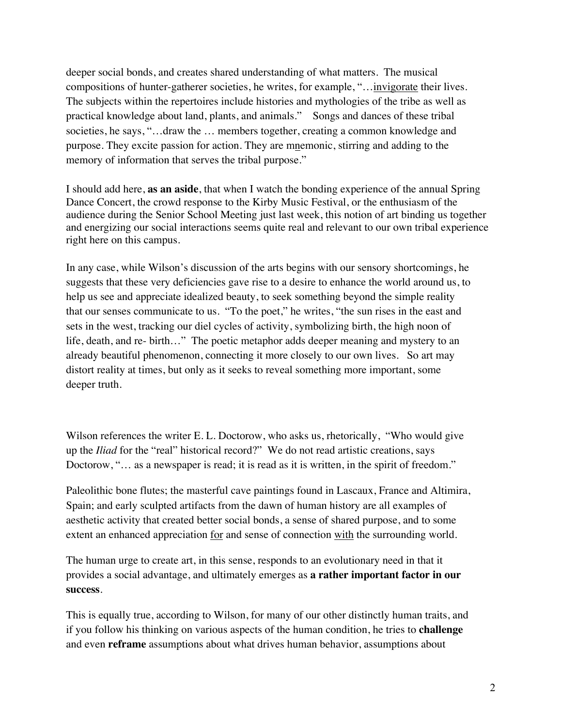deeper social bonds, and creates shared understanding of what matters. The musical compositions of hunter-gatherer societies, he writes, for example, "…invigorate their lives. The subjects within the repertoires include histories and mythologies of the tribe as well as practical knowledge about land, plants, and animals." Songs and dances of these tribal societies, he says, "…draw the … members together, creating a common knowledge and purpose. They excite passion for action. They are mnemonic, stirring and adding to the memory of information that serves the tribal purpose."

I should add here, **as an aside**, that when I watch the bonding experience of the annual Spring Dance Concert, the crowd response to the Kirby Music Festival, or the enthusiasm of the audience during the Senior School Meeting just last week, this notion of art binding us together and energizing our social interactions seems quite real and relevant to our own tribal experience right here on this campus.

In any case, while Wilson's discussion of the arts begins with our sensory shortcomings, he suggests that these very deficiencies gave rise to a desire to enhance the world around us, to help us see and appreciate idealized beauty, to seek something beyond the simple reality that our senses communicate to us. "To the poet," he writes, "the sun rises in the east and sets in the west, tracking our diel cycles of activity, symbolizing birth, the high noon of life, death, and re- birth…" The poetic metaphor adds deeper meaning and mystery to an already beautiful phenomenon, connecting it more closely to our own lives. So art may distort reality at times, but only as it seeks to reveal something more important, some deeper truth.

Wilson references the writer E. L. Doctorow, who asks us, rhetorically, "Who would give up the *Iliad* for the "real" historical record?" We do not read artistic creations, says Doctorow, "… as a newspaper is read; it is read as it is written, in the spirit of freedom."

Paleolithic bone flutes; the masterful cave paintings found in Lascaux, France and Altimira, Spain; and early sculpted artifacts from the dawn of human history are all examples of aesthetic activity that created better social bonds, a sense of shared purpose, and to some extent an enhanced appreciation for and sense of connection with the surrounding world.

The human urge to create art, in this sense, responds to an evolutionary need in that it provides a social advantage, and ultimately emerges as **a rather important factor in our success**.

This is equally true, according to Wilson, for many of our other distinctly human traits, and if you follow his thinking on various aspects of the human condition, he tries to **challenge** and even **reframe** assumptions about what drives human behavior, assumptions about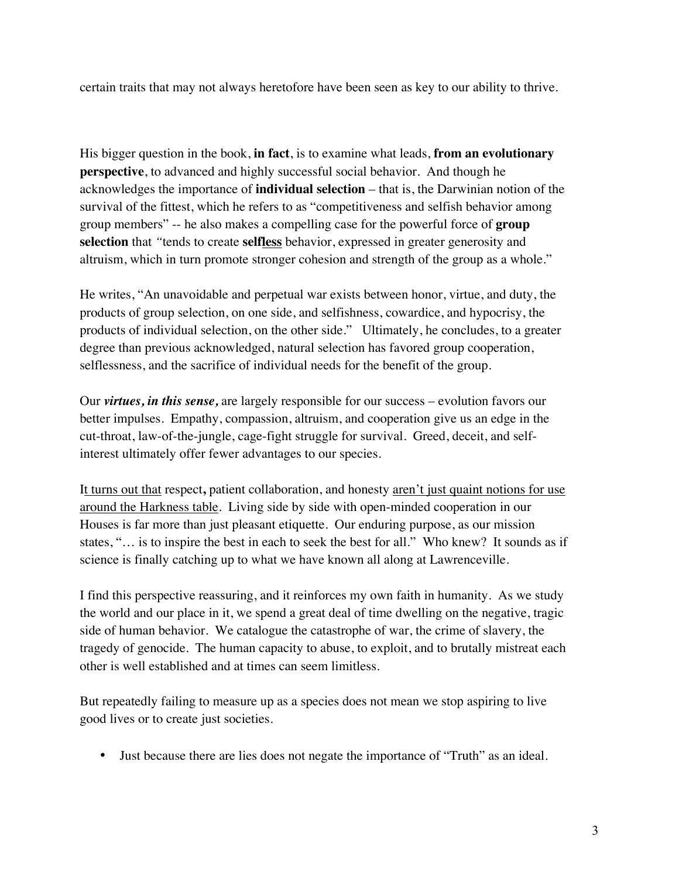certain traits that may not always heretofore have been seen as key to our ability to thrive.

His bigger question in the book, **in fact**, is to examine what leads, **from an evolutionary perspective**, to advanced and highly successful social behavior. And though he acknowledges the importance of **individual selection** – that is, the Darwinian notion of the survival of the fittest, which he refers to as "competitiveness and selfish behavior among group members" -- he also makes a compelling case for the powerful force of **group selection** that *"*tends to create **self<u>less</u>** behavior, expressed in greater generosity and altruism, which in turn promote stronger cohesion and strength of the group as a whole."

He writes, "An unavoidable and perpetual war exists between honor, virtue, and duty, the products of group selection, on one side, and selfishness, cowardice, and hypocrisy, the products of individual selection, on the other side." Ultimately, he concludes, to a greater degree than previous acknowledged, natural selection has favored group cooperation, selflessness, and the sacrifice of individual needs for the benefit of the group.

Our ***virtues, in this sense,*** are largely responsible for our success – evolution favors our better impulses. Empathy, compassion, altruism, and cooperation give us an edge in the cut-throat, law-of-the-jungle, cage-fight struggle for survival. Greed, deceit, and self-interest ultimately offer fewer advantages to our species.

I<u>t turns out that</u> respect**,** patient collaboration, and honesty <u>aren't just quaint notions for use around the Harkness table</u>. Living side by side with open-minded cooperation in our Houses is far more than just pleasant etiquette. Our enduring purpose, as our mission states, "… is to inspire the best in each to seek the best for all." Who knew? It sounds as if science is finally catching up to what we have known all along at Lawrenceville.

I find this perspective reassuring, and it reinforces my own faith in humanity. As we study the world and our place in it, we spend a great deal of time dwelling on the negative, tragic side of human behavior. We catalogue the catastrophe of war, the crime of slavery, the tragedy of genocide. The human capacity to abuse, to exploit, and to brutally mistreat each other is well established and at times can seem limitless.

But repeatedly failing to measure up as a species does not mean we stop aspiring to live good lives or to create just societies.

- Just because there are lies does not negate the importance of "Truth" as an ideal.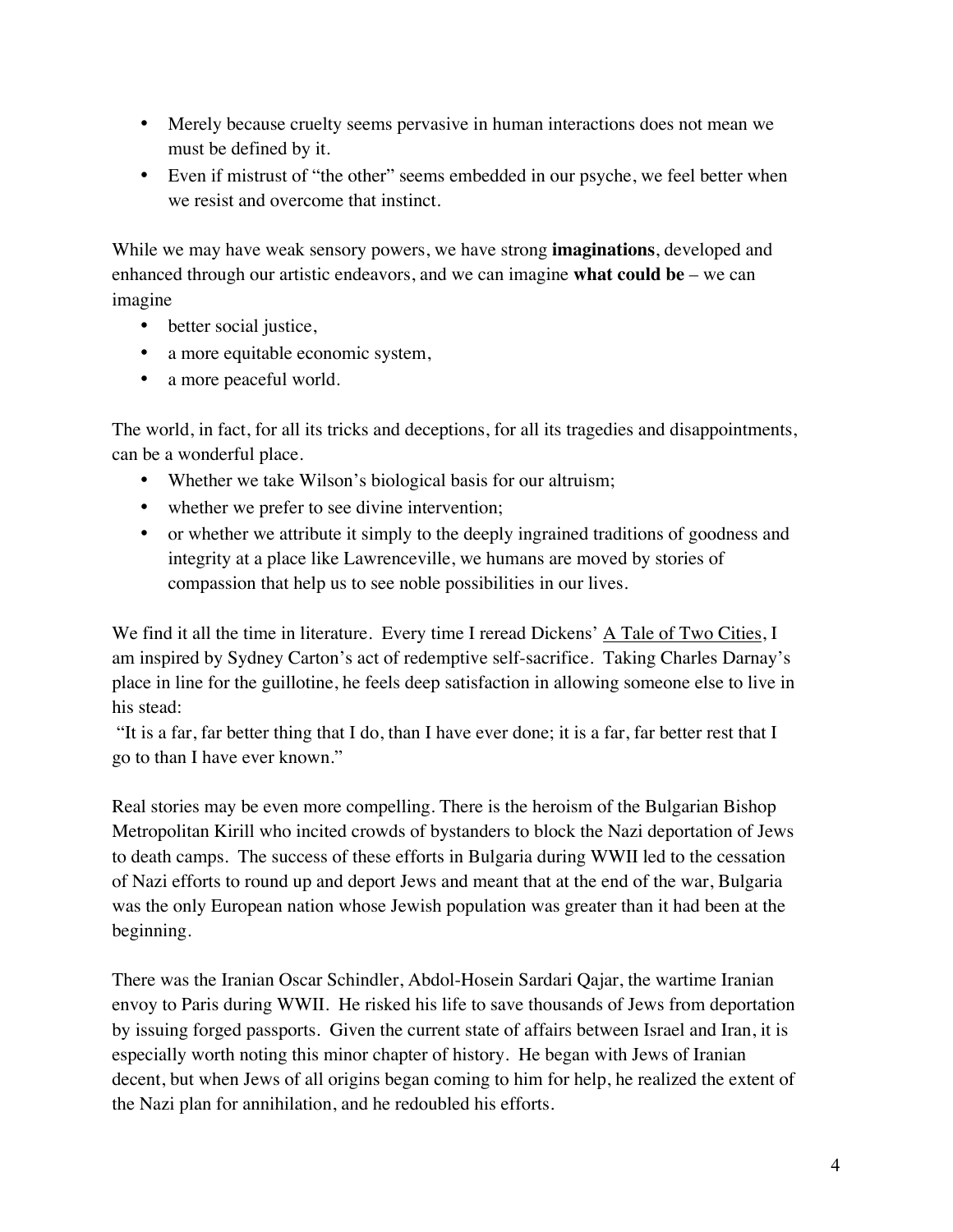- Merely because cruelty seems pervasive in human interactions does not mean we must be defined by it.
- Even if mistrust of "the other" seems embedded in our psyche, we feel better when we resist and overcome that instinct.

While we may have weak sensory powers, we have strong **imaginations**, developed and enhanced through our artistic endeavors, and we can imagine **what could be** – we can imagine

- better social justice,
- a more equitable economic system,
- a more peaceful world.

The world, in fact, for all its tricks and deceptions, for all its tragedies and disappointments, can be a wonderful place.

- Whether we take Wilson's biological basis for our altruism;
- whether we prefer to see divine intervention;
- or whether we attribute it simply to the deeply ingrained traditions of goodness and integrity at a place like Lawrenceville, we humans are moved by stories of compassion that help us to see noble possibilities in our lives.

We find it all the time in literature. Every time I reread Dickens' <u>A Tale of Two Cities</u>, I am inspired by Sydney Carton's act of redemptive self-sacrifice. Taking Charles Darnay's place in line for the guillotine, he feels deep satisfaction in allowing someone else to live in his stead:
"It is a far, far better thing that I do, than I have ever done; it is a far, far better rest that I go to than I have ever known."

Real stories may be even more compelling. There is the heroism of the Bulgarian Bishop Metropolitan Kirill who incited crowds of bystanders to block the Nazi deportation of Jews to death camps. The success of these efforts in Bulgaria during WWII led to the cessation of Nazi efforts to round up and deport Jews and meant that at the end of the war, Bulgaria was the only European nation whose Jewish population was greater than it had been at the beginning.

There was the Iranian Oscar Schindler, Abdol-Hosein Sardari Qajar, the wartime Iranian envoy to Paris during WWII. He risked his life to save thousands of Jews from deportation by issuing forged passports. Given the current state of affairs between Israel and Iran, it is especially worth noting this minor chapter of history. He began with Jews of Iranian decent, but when Jews of all origins began coming to him for help, he realized the extent of the Nazi plan for annihilation, and he redoubled his efforts.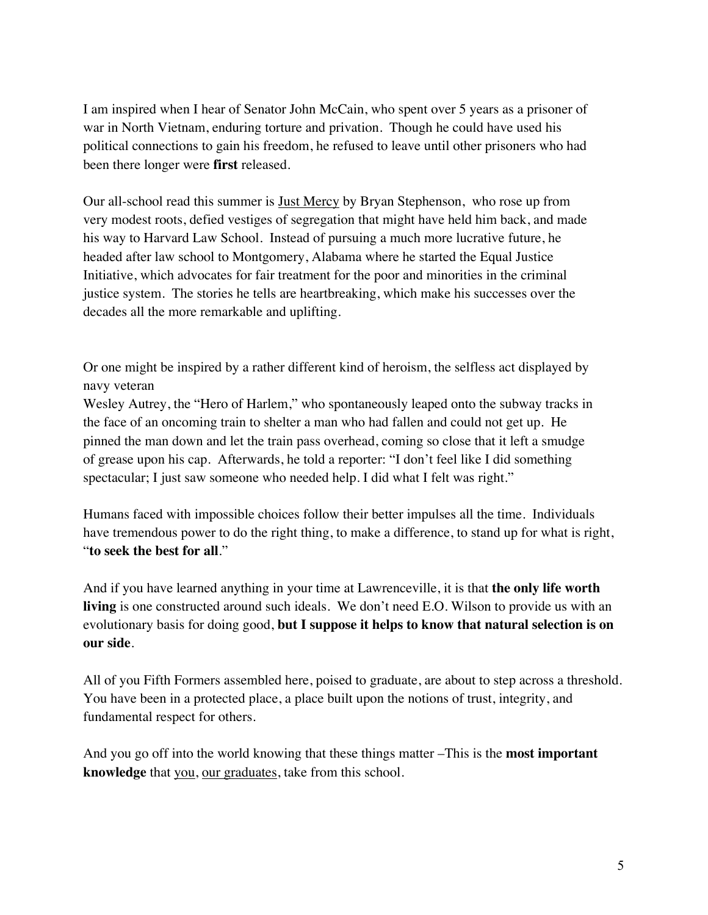I am inspired when I hear of Senator John McCain, who spent over 5 years as a prisoner of war in North Vietnam, enduring torture and privation. Though he could have used his political connections to gain his freedom, he refused to leave until other prisoners who had been there longer were **first** released.

Our all-school read this summer is <u>Just Mercy</u> by Bryan Stephenson, who rose up from very modest roots, defied vestiges of segregation that might have held him back, and made his way to Harvard Law School. Instead of pursuing a much more lucrative future, he headed after law school to Montgomery, Alabama where he started the Equal Justice Initiative, which advocates for fair treatment for the poor and minorities in the criminal justice system. The stories he tells are heartbreaking, which make his successes over the decades all the more remarkable and uplifting.

Or one might be inspired by a rather different kind of heroism, the selfless act displayed by navy veteran
Wesley Autrey, the "Hero of Harlem," who spontaneously leaped onto the subway tracks in the face of an oncoming train to shelter a man who had fallen and could not get up. He pinned the man down and let the train pass overhead, coming so close that it left a smudge of grease upon his cap. Afterwards, he told a reporter: "I don't feel like I did something spectacular; I just saw someone who needed help. I did what I felt was right."

Humans faced with impossible choices follow their better impulses all the time. Individuals have tremendous power to do the right thing, to make a difference, to stand up for what is right, "**to seek the best for all**."

And if you have learned anything in your time at Lawrenceville, it is that **the only life worth living** is one constructed around such ideals. We don't need E.O. Wilson to provide us with an evolutionary basis for doing good, **but I suppose it helps to know that natural selection is on our side**.

All of you Fifth Formers assembled here, poised to graduate, are about to step across a threshold. You have been in a protected place, a place built upon the notions of trust, integrity, and fundamental respect for others.

And you go off into the world knowing that these things matter –This is the **most important knowledge** that <u>you</u>, <u>our graduates</u>, take from this school.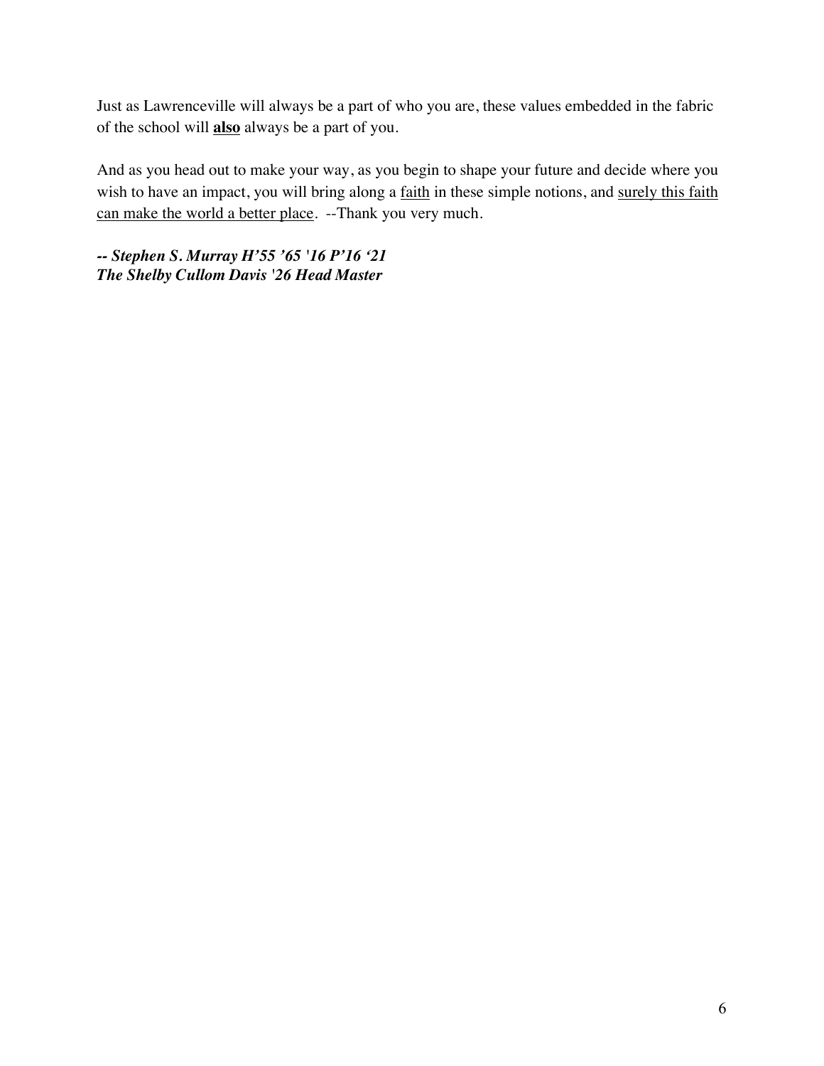Just as Lawrenceville will always be a part of who you are, these values embedded in the fabric of the school will <u>**also**</u> always be a part of you.

And as you head out to make your way, as you begin to shape your future and decide where you wish to have an impact, you will bring along a <u>faith</u> in these simple notions, and <u>surely this faith can make the world a better place</u>. --Thank you very much.

***-- Stephen S. Murray H'55 '65 '16 P'16 '21***
***The Shelby Cullom Davis '26 Head Master***